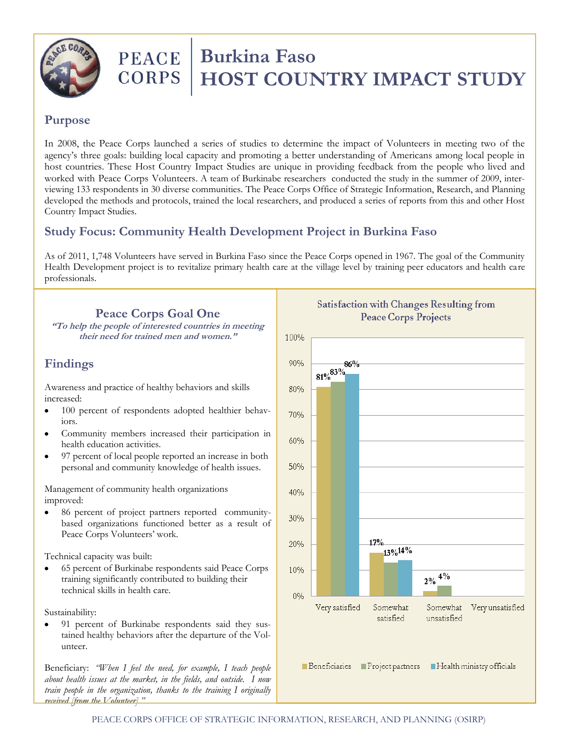# Burkina Faso HOST COUNTRY IMPACT STUDY

PEACE CORPS

## Purpose

In 2008, the Peace Corps launched a series of studies to determine the impact of Volunteers in meeting two of the agency's three goals: building local capacity and promoting a better understanding of Americans among local people in host countries. These Host Country Impact Studies are unique in providing feedback from the people who lived and worked with Peace Corps Volunteers. A team of Burkinabe researchers conducted the study in the summer of 2009, interviewing 133 respondents in 30 diverse communities. The Peace Corps Office of Strategic Information, Research, and Planning developed the methods and protocols, trained the local researchers, and produced a series of reports from this and other Host Country Impact Studies.

## Study Focus: Community Health Development Project in Burkina Faso

As of 2011, 1,748 Volunteers have served in Burkina Faso since the Peace Corps opened in 1967. The goal of the Community Health Development project is to revitalize primary health care at the village level by training peer educators and health care professionals.

### Peace Corps Goal One

***"To help the people of interested countries in meeting their need for trained men and women."***

## Findings

Awareness and practice of healthy behaviors and skills increased:

- 100 percent of respondents adopted healthier behaviors.
- Community members increased their participation in health education activities.
- 97 percent of local people reported an increase in both personal and community knowledge of health issues.

Management of community health organizations improved:

- 86 percent of project partners reported community-based organizations functioned better as a result of Peace Corps Volunteers' work.

Technical capacity was built:

- 65 percent of Burkinabe respondents said Peace Corps training significantly contributed to building their technical skills in health care.

Sustainability:

- 91 percent of Burkinabe respondents said they sustained healthy behaviors after the departure of the Volunteer.

Beneficiary: *"When I feel the need, for example, I teach people about health issues at the market, in the fields, and outside. I now train people in the organization, thanks to the training I originally received [from the Volunteer]."*

**Satisfaction with Changes Resulting from Peace Corps Projects**

| | Beneficiaries | Project partners | Health ministry officials |
|---|---|---|---|
| Very satisfied | 81% | 83% | 86% |
| Somewhat satisfied | 17% | 13% | 14% |
| Somewhat unsatisfied | 2% | 4% | |
| Very unsatisfied | | | |

PEACE CORPS OFFICE OF STRATEGIC INFORMATION, RESEARCH, AND PLANNING (OSIRP)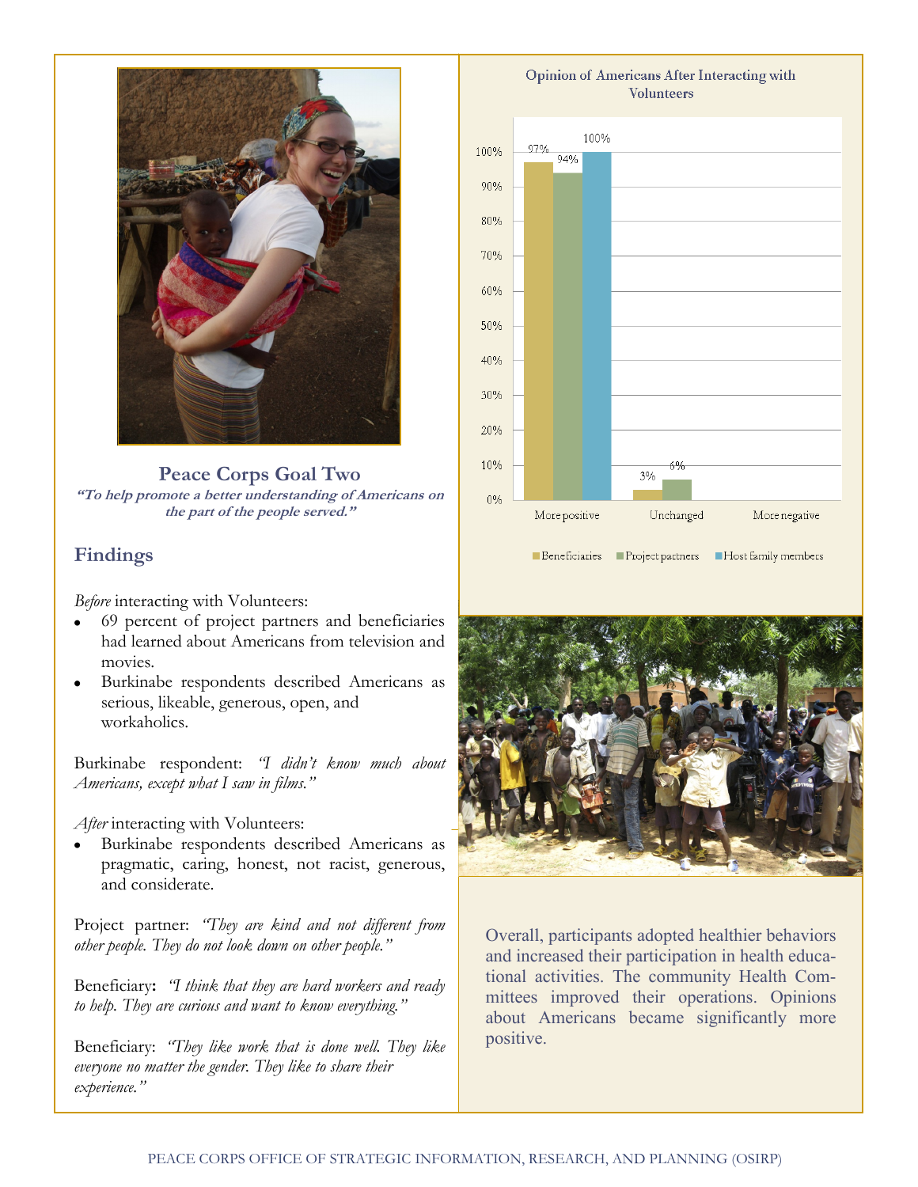## Peace Corps Goal Two

***"To help promote a better understanding of Americans on the part of the people served."***

## Findings

*Before* interacting with Volunteers:

- 69 percent of project partners and beneficiaries had learned about Americans from television and movies.
- Burkinabe respondents described Americans as serious, likeable, generous, open, and workaholics.

Burkinabe respondent: *"I didn't know much about Americans, except what I saw in films."*

*After* interacting with Volunteers:

- Burkinabe respondents described Americans as pragmatic, caring, honest, not racist, generous, and considerate.

Project partner: *"They are kind and not different from other people. They do not look down on other people."*

Beneficiary**:** *"I think that they are hard workers and ready to help. They are curious and want to know everything."*

Beneficiary: *"They like work that is done well. They like everyone no matter the gender. They like to share their experience."*

Opinion of Americans After Interacting with Volunteers

100%
90%
80%
70%
60%
50%
40%
30%
20%
10%
0%

97%
94%
100%
3%
6%

More positive
Unchanged
More negative

Beneficiaries
Project partners
Host family members

Overall, participants adopted healthier behaviors and increased their participation in health educational activities. The community Health Committees improved their operations. Opinions about Americans became significantly more positive.

PEACE CORPS OFFICE OF STRATEGIC INFORMATION, RESEARCH, AND PLANNING (OSIRP)